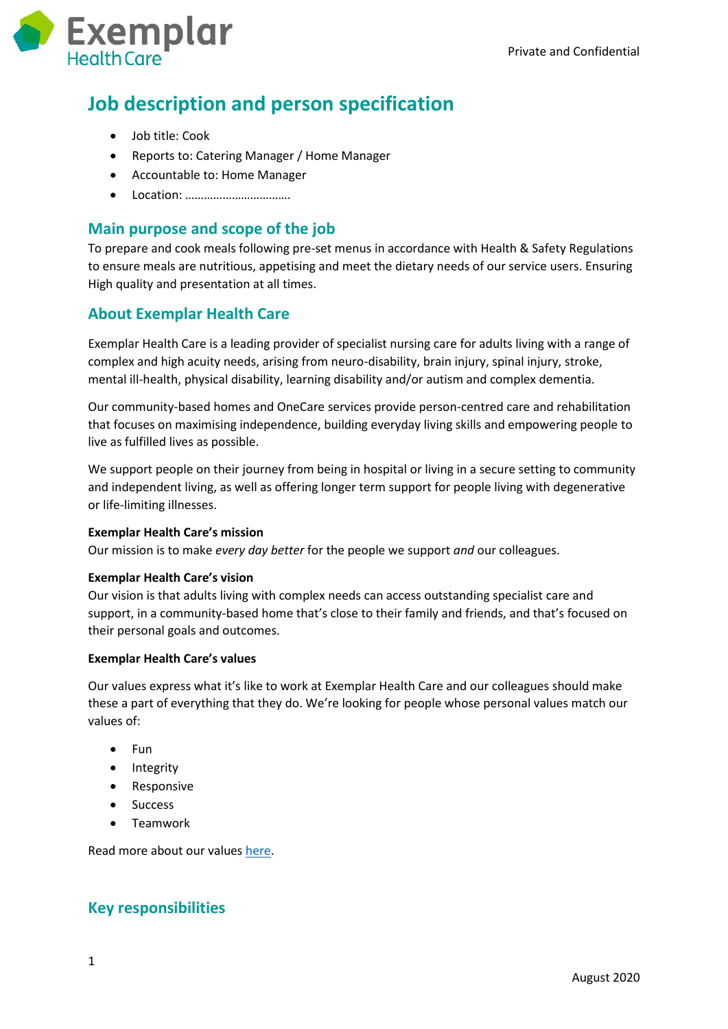# Job description and person specification

- Job title: Cook
- Reports to: Catering Manager / Home Manager
- Accountable to: Home Manager
- Location: …………………………….

## Main purpose and scope of the job

To prepare and cook meals following pre-set menus in accordance with Health & Safety Regulations to ensure meals are nutritious, appetising and meet the dietary needs of our service users. Ensuring High quality and presentation at all times.

## About Exemplar Health Care

Exemplar Health Care is a leading provider of specialist nursing care for adults living with a range of complex and high acuity needs, arising from neuro-disability, brain injury, spinal injury, stroke, mental ill-health, physical disability, learning disability and/or autism and complex dementia.

Our community-based homes and OneCare services provide person-centred care and rehabilitation that focuses on maximising independence, building everyday living skills and empowering people to live as fulfilled lives as possible.

We support people on their journey from being in hospital or living in a secure setting to community and independent living, as well as offering longer term support for people living with degenerative or life-limiting illnesses.

**Exemplar Health Care's mission**
Our mission is to make *every day better* for the people we support *and* our colleagues.

**Exemplar Health Care's vision**
Our vision is that adults living with complex needs can access outstanding specialist care and support, in a community-based home that's close to their family and friends, and that's focused on their personal goals and outcomes.

**Exemplar Health Care's values**

Our values express what it's like to work at Exemplar Health Care and our colleagues should make these a part of everything that they do. We're looking for people whose personal values match our values of:

- Fun
- Integrity
- Responsive
- Success
- Teamwork

Read more about our values here.

## Key responsibilities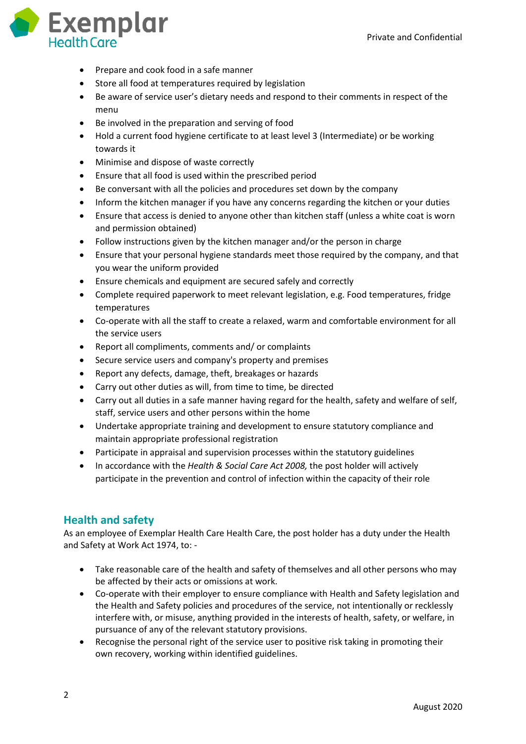- Prepare and cook food in a safe manner
- Store all food at temperatures required by legislation
- Be aware of service user's dietary needs and respond to their comments in respect of the menu
- Be involved in the preparation and serving of food
- Hold a current food hygiene certificate to at least level 3 (Intermediate) or be working towards it
- Minimise and dispose of waste correctly
- Ensure that all food is used within the prescribed period
- Be conversant with all the policies and procedures set down by the company
- Inform the kitchen manager if you have any concerns regarding the kitchen or your duties
- Ensure that access is denied to anyone other than kitchen staff (unless a white coat is worn and permission obtained)
- Follow instructions given by the kitchen manager and/or the person in charge
- Ensure that your personal hygiene standards meet those required by the company, and that you wear the uniform provided
- Ensure chemicals and equipment are secured safely and correctly
- Complete required paperwork to meet relevant legislation, e.g. Food temperatures, fridge temperatures
- Co-operate with all the staff to create a relaxed, warm and comfortable environment for all the service users
- Report all compliments, comments and/ or complaints
- Secure service users and company's property and premises
- Report any defects, damage, theft, breakages or hazards
- Carry out other duties as will, from time to time, be directed
- Carry out all duties in a safe manner having regard for the health, safety and welfare of self, staff, service users and other persons within the home
- Undertake appropriate training and development to ensure statutory compliance and maintain appropriate professional registration
- Participate in appraisal and supervision processes within the statutory guidelines
- In accordance with the *Health & Social Care Act 2008,* the post holder will actively participate in the prevention and control of infection within the capacity of their role

## Health and safety

As an employee of Exemplar Health Care Health Care, the post holder has a duty under the Health and Safety at Work Act 1974, to: -

- Take reasonable care of the health and safety of themselves and all other persons who may be affected by their acts or omissions at work.
- Co-operate with their employer to ensure compliance with Health and Safety legislation and the Health and Safety policies and procedures of the service, not intentionally or recklessly interfere with, or misuse, anything provided in the interests of health, safety, or welfare, in pursuance of any of the relevant statutory provisions.
- Recognise the personal right of the service user to positive risk taking in promoting their own recovery, working within identified guidelines.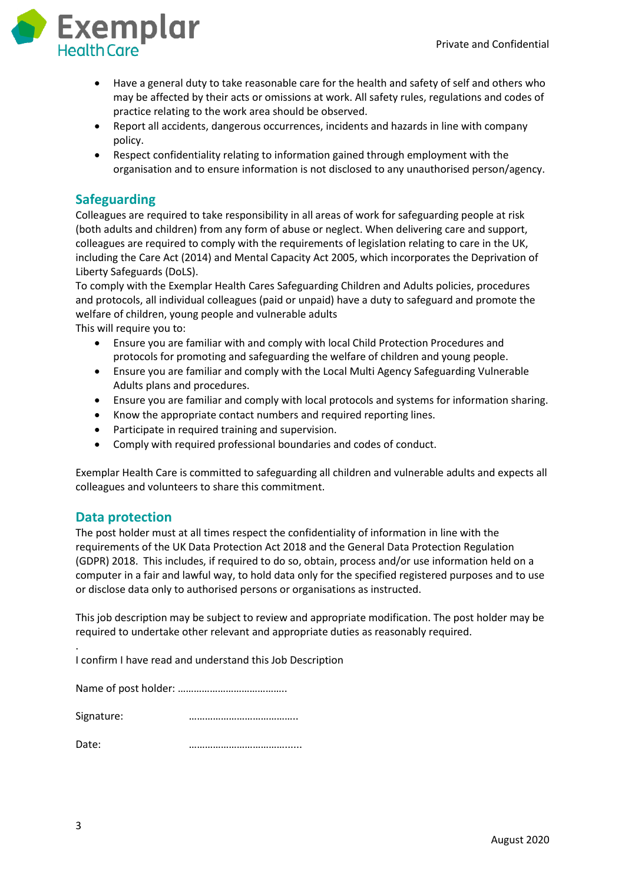- Have a general duty to take reasonable care for the health and safety of self and others who may be affected by their acts or omissions at work. All safety rules, regulations and codes of practice relating to the work area should be observed.
- Report all accidents, dangerous occurrences, incidents and hazards in line with company policy.
- Respect confidentiality relating to information gained through employment with the organisation and to ensure information is not disclosed to any unauthorised person/agency.

## Safeguarding

Colleagues are required to take responsibility in all areas of work for safeguarding people at risk (both adults and children) from any form of abuse or neglect. When delivering care and support, colleagues are required to comply with the requirements of legislation relating to care in the UK, including the Care Act (2014) and Mental Capacity Act 2005, which incorporates the Deprivation of Liberty Safeguards (DoLS).

To comply with the Exemplar Health Cares Safeguarding Children and Adults policies, procedures and protocols, all individual colleagues (paid or unpaid) have a duty to safeguard and promote the welfare of children, young people and vulnerable adults

This will require you to:

- Ensure you are familiar with and comply with local Child Protection Procedures and protocols for promoting and safeguarding the welfare of children and young people.
- Ensure you are familiar and comply with the Local Multi Agency Safeguarding Vulnerable Adults plans and procedures.
- Ensure you are familiar and comply with local protocols and systems for information sharing.
- Know the appropriate contact numbers and required reporting lines.
- Participate in required training and supervision.
- Comply with required professional boundaries and codes of conduct.

Exemplar Health Care is committed to safeguarding all children and vulnerable adults and expects all colleagues and volunteers to share this commitment.

## Data protection

The post holder must at all times respect the confidentiality of information in line with the requirements of the UK Data Protection Act 2018 and the General Data Protection Regulation (GDPR) 2018. This includes, if required to do so, obtain, process and/or use information held on a computer in a fair and lawful way, to hold data only for the specified registered purposes and to use or disclose data only to authorised persons or organisations as instructed.

This job description may be subject to review and appropriate modification. The post holder may be required to undertake other relevant and appropriate duties as reasonably required.

.

I confirm I have read and understand this Job Description

Name of post holder: …………………………………..

Signature: …………………………………..

Date: …………………………………....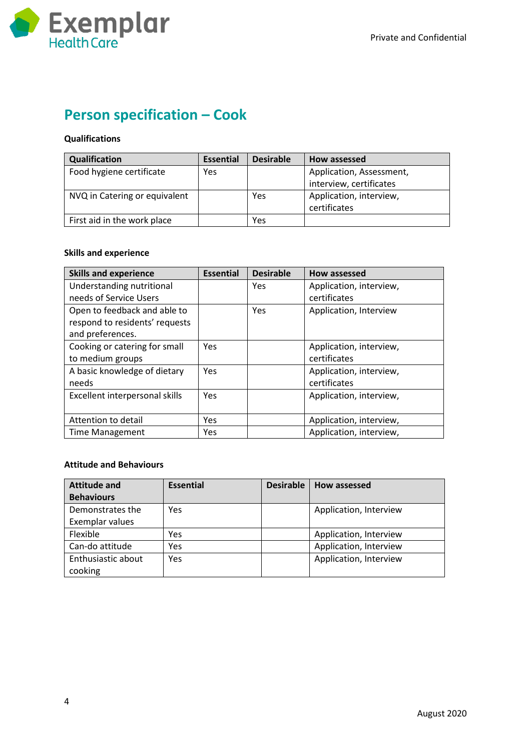# Person specification – Cook

### Qualifications

| Qualification | Essential | Desirable | How assessed |
|---|---|---|---|
| Food hygiene certificate | Yes | | Application, Assessment, interview, certificates |
| NVQ in Catering or equivalent | | Yes | Application, interview, certificates |
| First aid in the work place | | Yes | |

### Skills and experience

| Skills and experience | Essential | Desirable | How assessed |
|---|---|---|---|
| Understanding nutritional needs of Service Users | | Yes | Application, interview, certificates |
| Open to feedback and able to respond to residents' requests and preferences. | | Yes | Application, Interview |
| Cooking or catering for small to medium groups | Yes | | Application, interview, certificates |
| A basic knowledge of dietary needs | Yes | | Application, interview, certificates |
| Excellent interpersonal skills | Yes | | Application, interview, |
| Attention to detail | Yes | | Application, interview, |
| Time Management | Yes | | Application, interview, |

### Attitude and Behaviours

| Attitude and Behaviours | Essential | Desirable | How assessed |
|---|---|---|---|
| Demonstrates the Exemplar values | Yes | | Application, Interview |
| Flexible | Yes | | Application, Interview |
| Can-do attitude | Yes | | Application, Interview |
| Enthusiastic about cooking | Yes | | Application, Interview |